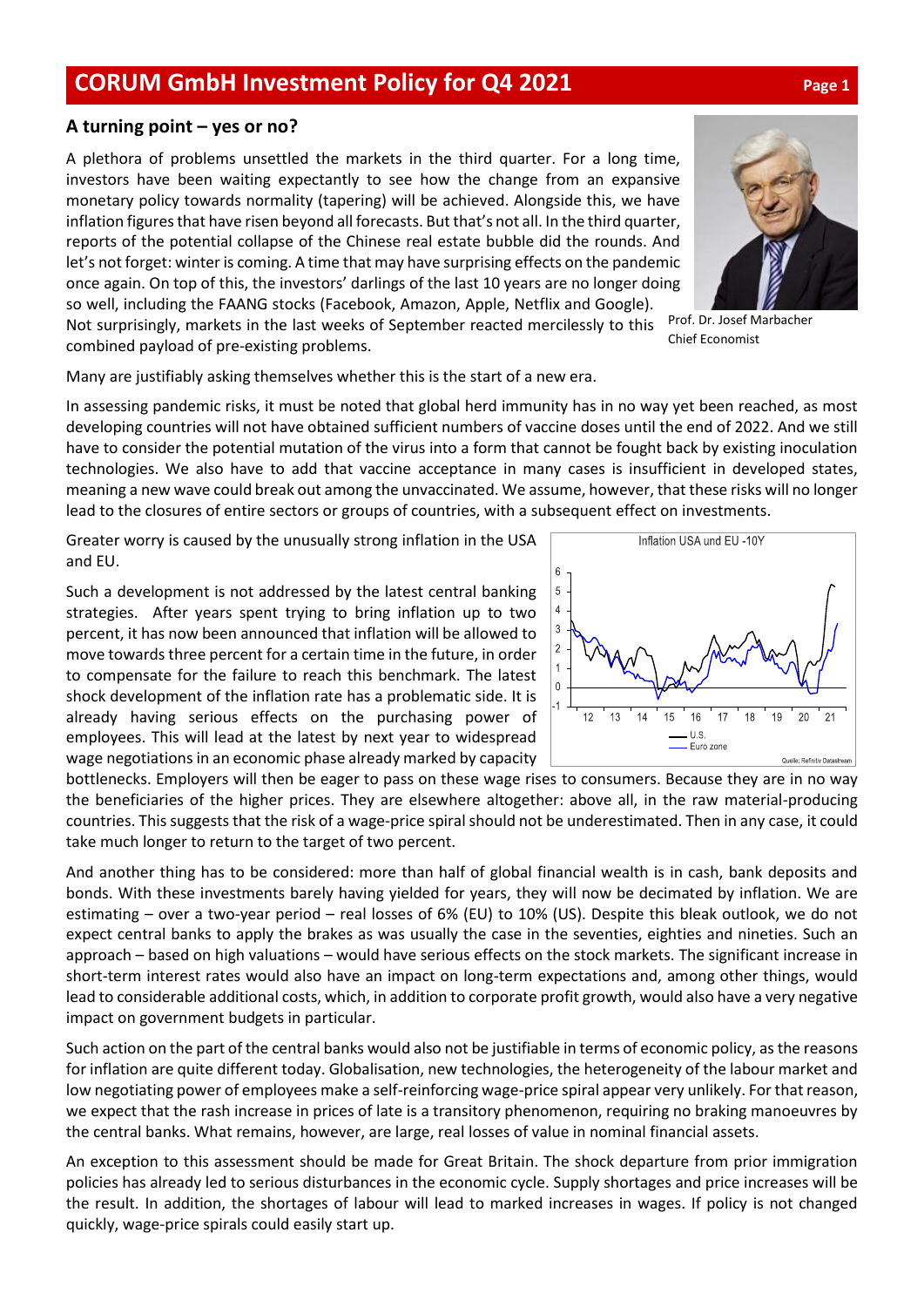# CORUM GmbH Investment Policy for Q4 2021

## A turning point – yes or no?

A plethora of problems unsettled the markets in the third quarter. For a long time, investors have been waiting expectantly to see how the change from an expansive monetary policy towards normality (tapering) will be achieved. Alongside this, we have inflation figures that have risen beyond all forecasts. But that's not all. In the third quarter, reports of the potential collapse of the Chinese real estate bubble did the rounds. And let's not forget: winter is coming. A time that may have surprising effects on the pandemic once again. On top of this, the investors' darlings of the last 10 years are no longer doing so well, including the FAANG stocks (Facebook, Amazon, Apple, Netflix and Google). Not surprisingly, markets in the last weeks of September reacted mercilessly to this combined payload of pre-existing problems.

Prof. Dr. Josef Marbacher
Chief Economist

Many are justifiably asking themselves whether this is the start of a new era.

In assessing pandemic risks, it must be noted that global herd immunity has in no way yet been reached, as most developing countries will not have obtained sufficient numbers of vaccine doses until the end of 2022. And we still have to consider the potential mutation of the virus into a form that cannot be fought back by existing inoculation technologies. We also have to add that vaccine acceptance in many cases is insufficient in developed states, meaning a new wave could break out among the unvaccinated. We assume, however, that these risks will no longer lead to the closures of entire sectors or groups of countries, with a subsequent effect on investments.

Greater worry is caused by the unusually strong inflation in the USA and EU.

Such a development is not addressed by the latest central banking strategies. After years spent trying to bring inflation up to two percent, it has now been announced that inflation will be allowed to move towards three percent for a certain time in the future, in order to compensate for the failure to reach this benchmark. The latest shock development of the inflation rate has a problematic side. It is already having serious effects on the purchasing power of employees. This will lead at the latest by next year to widespread wage negotiations in an economic phase already marked by capacity bottlenecks. Employers will then be eager to pass on these wage rises to consumers. Because they are in no way the beneficiaries of the higher prices. They are elsewhere altogether: above all, in the raw material-producing countries. This suggests that the risk of a wage-price spiral should not be underestimated. Then in any case, it could take much longer to return to the target of two percent.

Inflation USA und EU -10Y

— U.S.
— Euro zone

Quelle: Refinitiv Datastream

And another thing has to be considered: more than half of global financial wealth is in cash, bank deposits and bonds. With these investments barely having yielded for years, they will now be decimated by inflation. We are estimating – over a two-year period – real losses of 6% (EU) to 10% (US). Despite this bleak outlook, we do not expect central banks to apply the brakes as was usually the case in the seventies, eighties and nineties. Such an approach – based on high valuations – would have serious effects on the stock markets. The significant increase in short-term interest rates would also have an impact on long-term expectations and, among other things, would lead to considerable additional costs, which, in addition to corporate profit growth, would also have a very negative impact on government budgets in particular.

Such action on the part of the central banks would also not be justifiable in terms of economic policy, as the reasons for inflation are quite different today. Globalisation, new technologies, the heterogeneity of the labour market and low negotiating power of employees make a self-reinforcing wage-price spiral appear very unlikely. For that reason, we expect that the rash increase in prices of late is a transitory phenomenon, requiring no braking manoeuvres by the central banks. What remains, however, are large, real losses of value in nominal financial assets.

An exception to this assessment should be made for Great Britain. The shock departure from prior immigration policies has already led to serious disturbances in the economic cycle. Supply shortages and price increases will be the result. In addition, the shortages of labour will lead to marked increases in wages. If policy is not changed quickly, wage-price spirals could easily start up.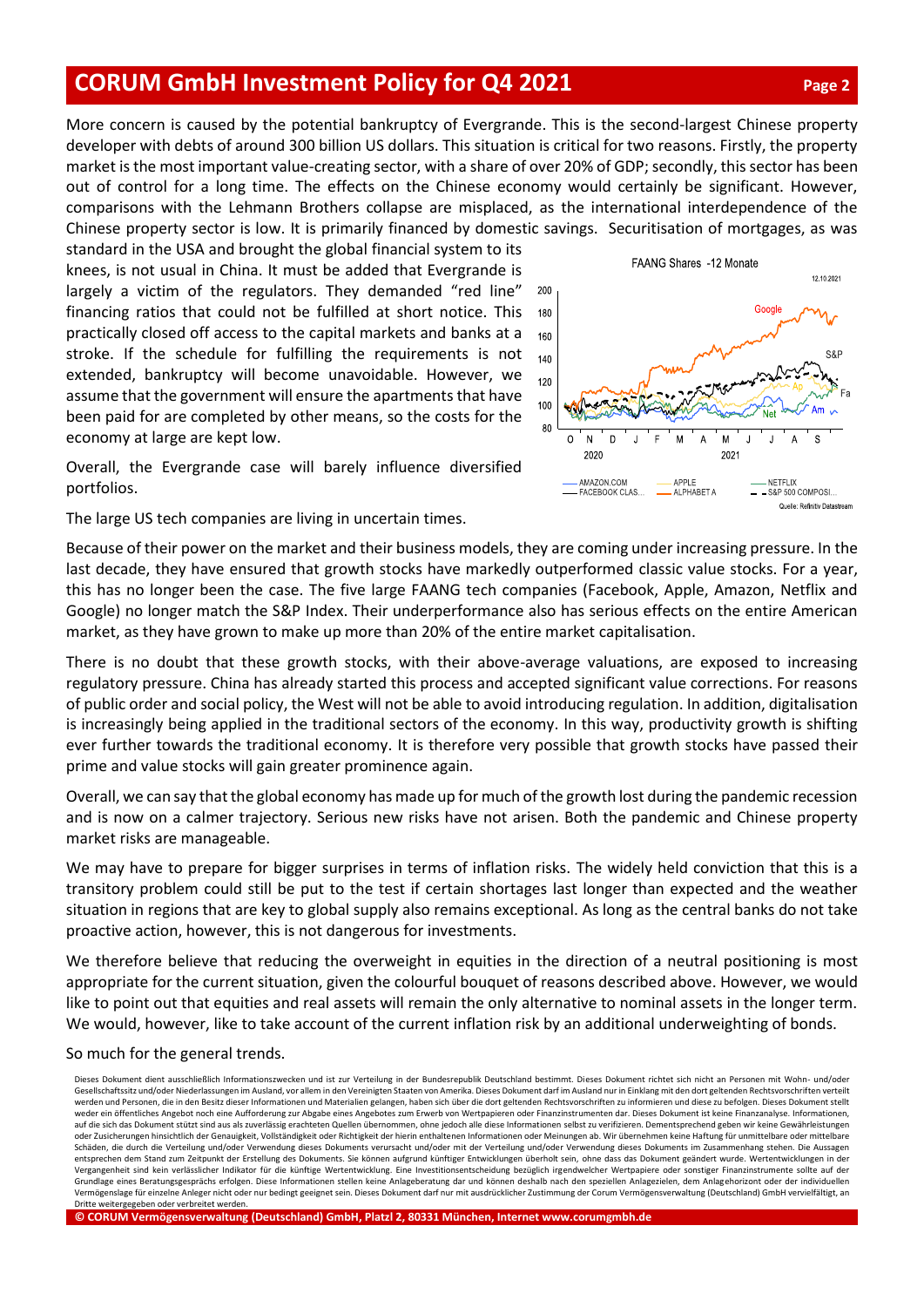More concern is caused by the potential bankruptcy of Evergrande. This is the second-largest Chinese property developer with debts of around 300 billion US dollars. This situation is critical for two reasons. Firstly, the property market is the most important value-creating sector, with a share of over 20% of GDP; secondly, this sector has been out of control for a long time. The effects on the Chinese economy would certainly be significant. However, comparisons with the Lehmann Brothers collapse are misplaced, as the international interdependence of the Chinese property sector is low. It is primarily financed by domestic savings. Securitisation of mortgages, as was standard in the USA and brought the global financial system to its knees, is not usual in China. It must be added that Evergrande is largely a victim of the regulators. They demanded "red line" financing ratios that could not be fulfilled at short notice. This practically closed off access to the capital markets and banks at a stroke. If the schedule for fulfilling the requirements is not extended, bankruptcy will become unavoidable. However, we assume that the government will ensure the apartments that have been paid for are completed by other means, so the costs for the economy at large are kept low.

Overall, the Evergrande case will barely influence diversified portfolios.

FAANG Shares -12 Monate

12.10.2021

200
180
160
140
120
100
80

O N D J F M A M J J A S

2020 2021

Google
S&P
Fa
Ap
Net
Am

AMAZON.COM
FACEBOOK CLAS...
APPLE
ALPHABET A
NETFLIX
S&P 500 COMPOSI...

Quelle: Refinitiv Datastream

The large US tech companies are living in uncertain times.

Because of their power on the market and their business models, they are coming under increasing pressure. In the last decade, they have ensured that growth stocks have markedly outperformed classic value stocks. For a year, this has no longer been the case. The five large FAANG tech companies (Facebook, Apple, Amazon, Netflix and Google) no longer match the S&P Index. Their underperformance also has serious effects on the entire American market, as they have grown to make up more than 20% of the entire market capitalisation.

There is no doubt that these growth stocks, with their above-average valuations, are exposed to increasing regulatory pressure. China has already started this process and accepted significant value corrections. For reasons of public order and social policy, the West will not be able to avoid introducing regulation. In addition, digitalisation is increasingly being applied in the traditional sectors of the economy. In this way, productivity growth is shifting ever further towards the traditional economy. It is therefore very possible that growth stocks have passed their prime and value stocks will gain greater prominence again.

Overall, we can say that the global economy has made up for much of the growth lost during the pandemic recession and is now on a calmer trajectory. Serious new risks have not arisen. Both the pandemic and Chinese property market risks are manageable.

We may have to prepare for bigger surprises in terms of inflation risks. The widely held conviction that this is a transitory problem could still be put to the test if certain shortages last longer than expected and the weather situation in regions that are key to global supply also remains exceptional. As long as the central banks do not take proactive action, however, this is not dangerous for investments.

We therefore believe that reducing the overweight in equities in the direction of a neutral positioning is most appropriate for the current situation, given the colourful bouquet of reasons described above. However, we would like to point out that equities and real assets will remain the only alternative to nominal assets in the longer term. We would, however, like to take account of the current inflation risk by an additional underweighting of bonds.

So much for the general trends.

Dieses Dokument dient ausschließlich Informationszwecken und ist zur Verteilung in der Bundesrepublik Deutschland bestimmt. Dieses Dokument richtet sich nicht an Personen mit Wohn- und/oder Gesellschaftssitz und/oder Niederlassungen im Ausland, vor allem in den Vereinigten Staaten von Amerika. Dieses Dokument darf im Ausland nur in Einklang mit den dort geltenden Rechtsvorschriften verteilt werden und Personen, die in den Besitz dieser Informationen und Materialien gelangen, haben sich über die dort geltenden Rechtsvorschriften zu informieren und diese zu befolgen. Dieses Dokument stellt weder ein öffentliches Angebot noch eine Aufforderung zur Abgabe eines Angebotes zum Erwerb von Wertpapieren oder Finanzinstrumenten dar. Dieses Dokument ist keine Finanzanalyse. Informationen, auf die sich das Dokument stützt sind aus als zuverlässig erachteten Quellen übernommen, ohne jedoch alle diese Informationen selbst zu verifizieren. Dementsprechend geben wir keine Gewährleistungen oder Zusicherungen hinsichtlich der Genauigkeit, Vollständigkeit oder Richtigkeit der hierin enthaltenen Informationen oder Meinungen ab. Wir übernehmen keine Haftung für unmittelbare oder mittelbare Schäden, die durch die Verteilung und/oder Verwendung dieses Dokuments verursacht und/oder mit der Verteilung und/oder Verwendung dieses Dokuments im Zusammenhang stehen. Die Aussagen entsprechen dem Stand zum Zeitpunkt der Erstellung des Dokuments. Sie können aufgrund künftiger Entwicklungen überholt sein, ohne dass das Dokument geändert wurde. Wertentwicklungen in der Vergangenheit sind kein verlässlicher Indikator für die künftige Wertentwicklung. Eine Investitionsentscheidung bezüglich irgendwelcher Wertpapiere oder sonstiger Finanzinstrumente sollte auf der Grundlage eines Beratungsgesprächs erfolgen. Diese Informationen stellen keine Anlageberatung dar und können deshalb nach den speziellen Anlagezielen, dem Anlagehorizont oder der individuellen Vermögenslage für einzelne Anleger nicht oder nur bedingt geeignet sein. Dieses Dokument darf nur mit ausdrücklicher Zustimmung der Corum Vermögensverwaltung (Deutschland) GmbH vervielfältigt, an Dritte weitergegeben oder verbreitet werden.

**© CORUM Vermögensverwaltung (Deutschland) GmbH, Platzl 2, 80331 München, Internet www.corumgmbh.de**